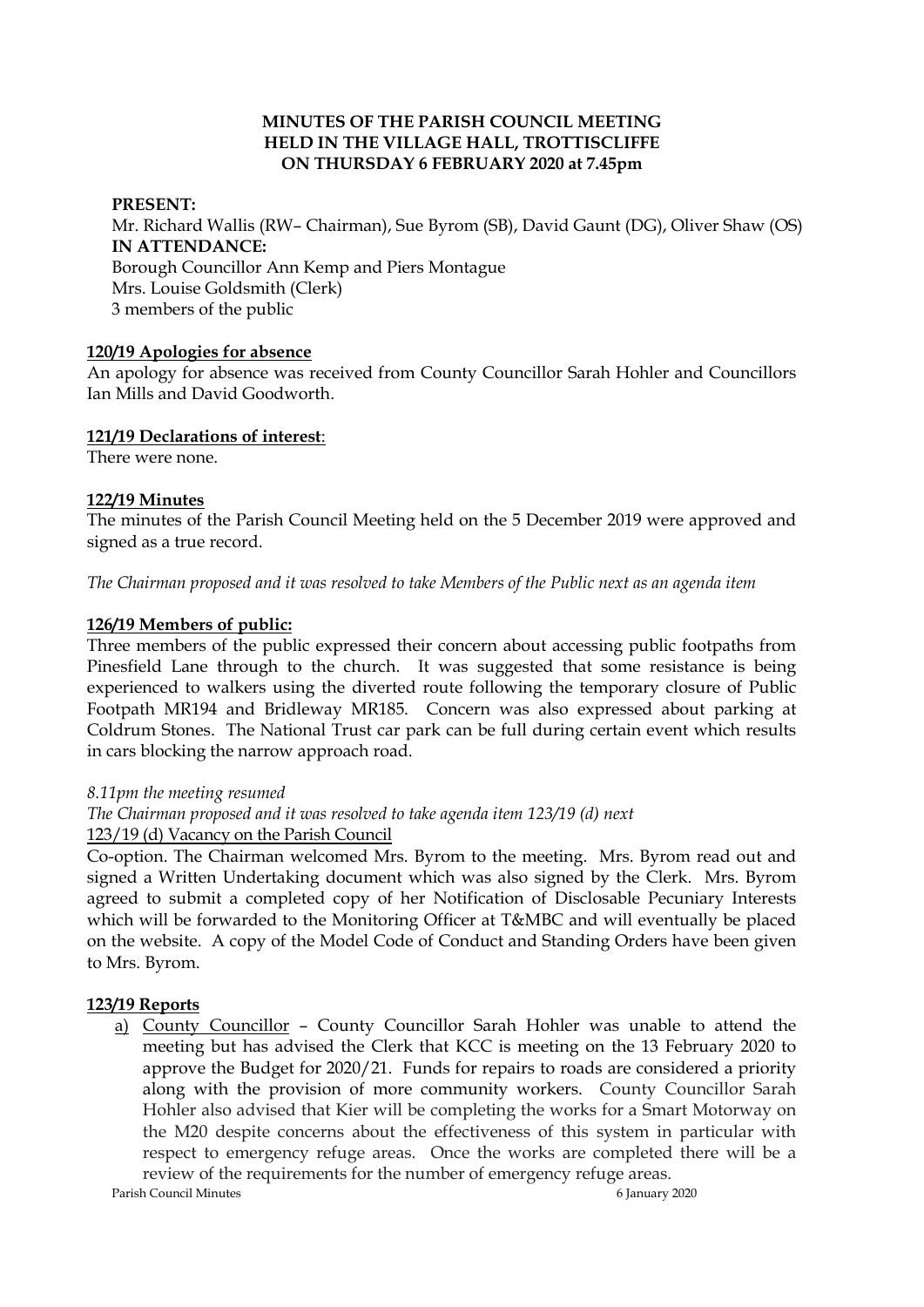**MINUTES OF THE PARISH COUNCIL MEETING HELD IN THE VILLAGE HALL, TROTTISCLIFFE ON THURSDAY 6 FEBRUARY 2020 at 7.45pm**

**PRESENT:**

Mr. Richard Wallis (RW– Chairman), Sue Byrom (SB), David Gaunt (DG), Oliver Shaw (OS)

**IN ATTENDANCE:**

Borough Councillor Ann Kemp and Piers Montague

Mrs. Louise Goldsmith (Clerk)

3 members of the public

**120/19 Apologies for absence**

An apology for absence was received from County Councillor Sarah Hohler and Councillors Ian Mills and David Goodworth.

**121/19 Declarations of interest**:

There were none.

**122/19 Minutes**

The minutes of the Parish Council Meeting held on the 5 December 2019 were approved and signed as a true record.

*The Chairman proposed and it was resolved to take Members of the Public next as an agenda item*

**126/19 Members of public:**

Three members of the public expressed their concern about accessing public footpaths from Pinesfield Lane through to the church. It was suggested that some resistance is being experienced to walkers using the diverted route following the temporary closure of Public Footpath MR194 and Bridleway MR185. Concern was also expressed about parking at Coldrum Stones. The National Trust car park can be full during certain event which results in cars blocking the narrow approach road.

*8.11pm the meeting resumed*

*The Chairman proposed and it was resolved to take agenda item 123/19 (d) next*

123/19 (d) Vacancy on the Parish Council

Co-option. The Chairman welcomed Mrs. Byrom to the meeting. Mrs. Byrom read out and signed a Written Undertaking document which was also signed by the Clerk. Mrs. Byrom agreed to submit a completed copy of her Notification of Disclosable Pecuniary Interests which will be forwarded to the Monitoring Officer at T&MBC and will eventually be placed on the website. A copy of the Model Code of Conduct and Standing Orders have been given to Mrs. Byrom.

**123/19 Reports**

a) County Councillor – County Councillor Sarah Hohler was unable to attend the meeting but has advised the Clerk that KCC is meeting on the 13 February 2020 to approve the Budget for 2020/21. Funds for repairs to roads are considered a priority along with the provision of more community workers. County Councillor Sarah Hohler also advised that Kier will be completing the works for a Smart Motorway on the M20 despite concerns about the effectiveness of this system in particular with respect to emergency refuge areas. Once the works are completed there will be a review of the requirements for the number of emergency refuge areas.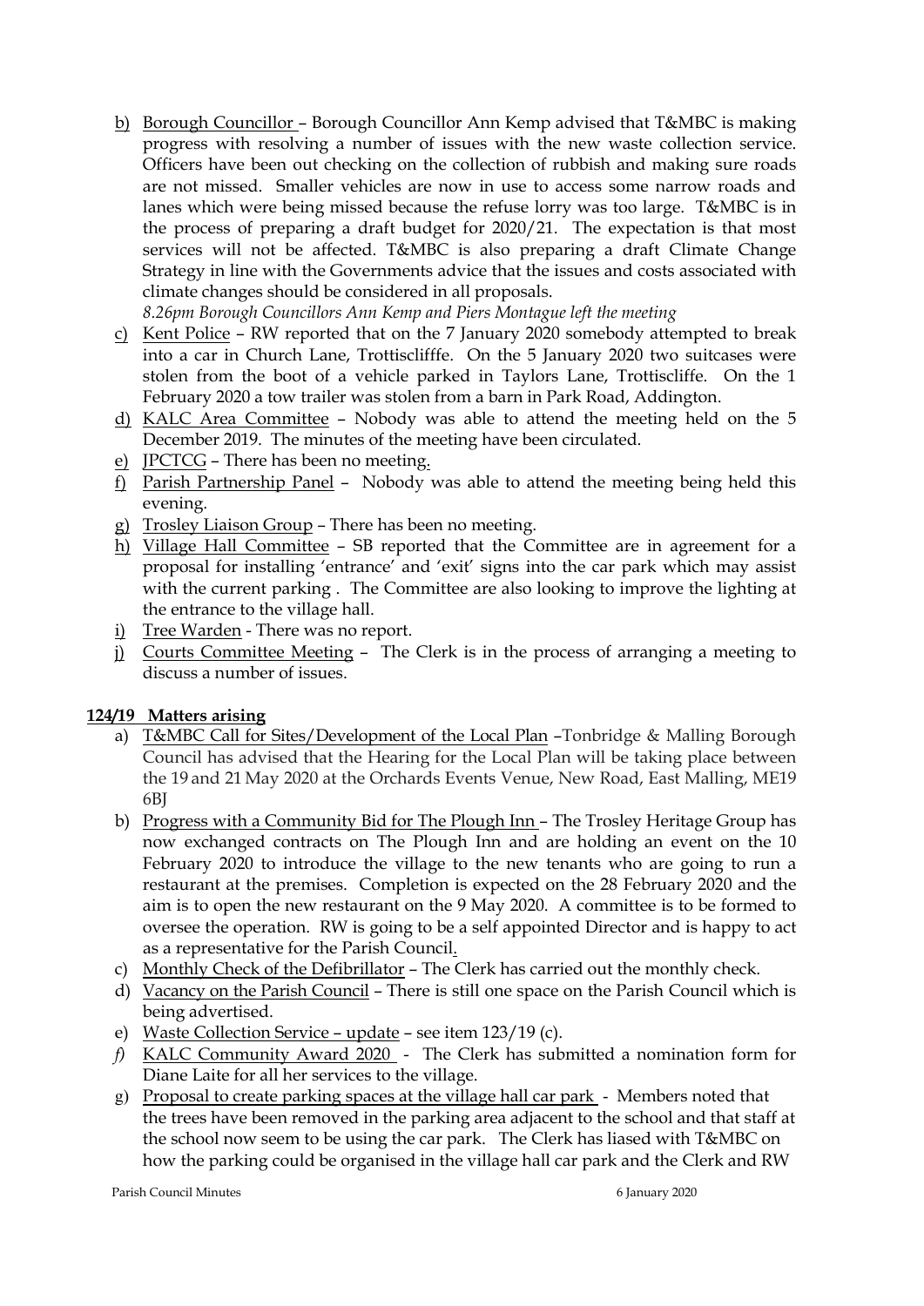b) Borough Councillor – Borough Councillor Ann Kemp advised that T&MBC is making progress with resolving a number of issues with the new waste collection service. Officers have been out checking on the collection of rubbish and making sure roads are not missed. Smaller vehicles are now in use to access some narrow roads and lanes which were being missed because the refuse lorry was too large. T&MBC is in the process of preparing a draft budget for 2020/21. The expectation is that most services will not be affected. T&MBC is also preparing a draft Climate Change Strategy in line with the Governments advice that the issues and costs associated with climate changes should be considered in all proposals.

*8.26pm Borough Councillors Ann Kemp and Piers Montague left the meeting*

c) Kent Police – RW reported that on the 7 January 2020 somebody attempted to break into a car in Church Lane, Trottisclifffe. On the 5 January 2020 two suitcases were stolen from the boot of a vehicle parked in Taylors Lane, Trottiscliffe. On the 1 February 2020 a tow trailer was stolen from a barn in Park Road, Addington.

d) KALC Area Committee – Nobody was able to attend the meeting held on the 5 December 2019. The minutes of the meeting have been circulated.

e) JPCTCG – There has been no meeting.

f) Parish Partnership Panel – Nobody was able to attend the meeting being held this evening.

g) Trosley Liaison Group – There has been no meeting.

h) Village Hall Committee – SB reported that the Committee are in agreement for a proposal for installing 'entrance' and 'exit' signs into the car park which may assist with the current parking . The Committee are also looking to improve the lighting at the entrance to the village hall.

i) Tree Warden - There was no report.

j) Courts Committee Meeting – The Clerk is in the process of arranging a meeting to discuss a number of issues.

**124/19 Matters arising**

a) T&MBC Call for Sites/Development of the Local Plan –Tonbridge & Malling Borough Council has advised that the Hearing for the Local Plan will be taking place between the 19 and 21 May 2020 at the Orchards Events Venue, New Road, East Malling, ME19 6BJ

b) Progress with a Community Bid for The Plough Inn – The Trosley Heritage Group has now exchanged contracts on The Plough Inn and are holding an event on the 10 February 2020 to introduce the village to the new tenants who are going to run a restaurant at the premises. Completion is expected on the 28 February 2020 and the aim is to open the new restaurant on the 9 May 2020. A committee is to be formed to oversee the operation. RW is going to be a self appointed Director and is happy to act as a representative for the Parish Council.

c) Monthly Check of the Defibrillator – The Clerk has carried out the monthly check.

d) Vacancy on the Parish Council – There is still one space on the Parish Council which is being advertised.

e) Waste Collection Service – update – see item 123/19 (c).

*f)* KALC Community Award 2020 - The Clerk has submitted a nomination form for Diane Laite for all her services to the village.

g) Proposal to create parking spaces at the village hall car park - Members noted that the trees have been removed in the parking area adjacent to the school and that staff at the school now seem to be using the car park. The Clerk has liased with T&MBC on how the parking could be organised in the village hall car park and the Clerk and RW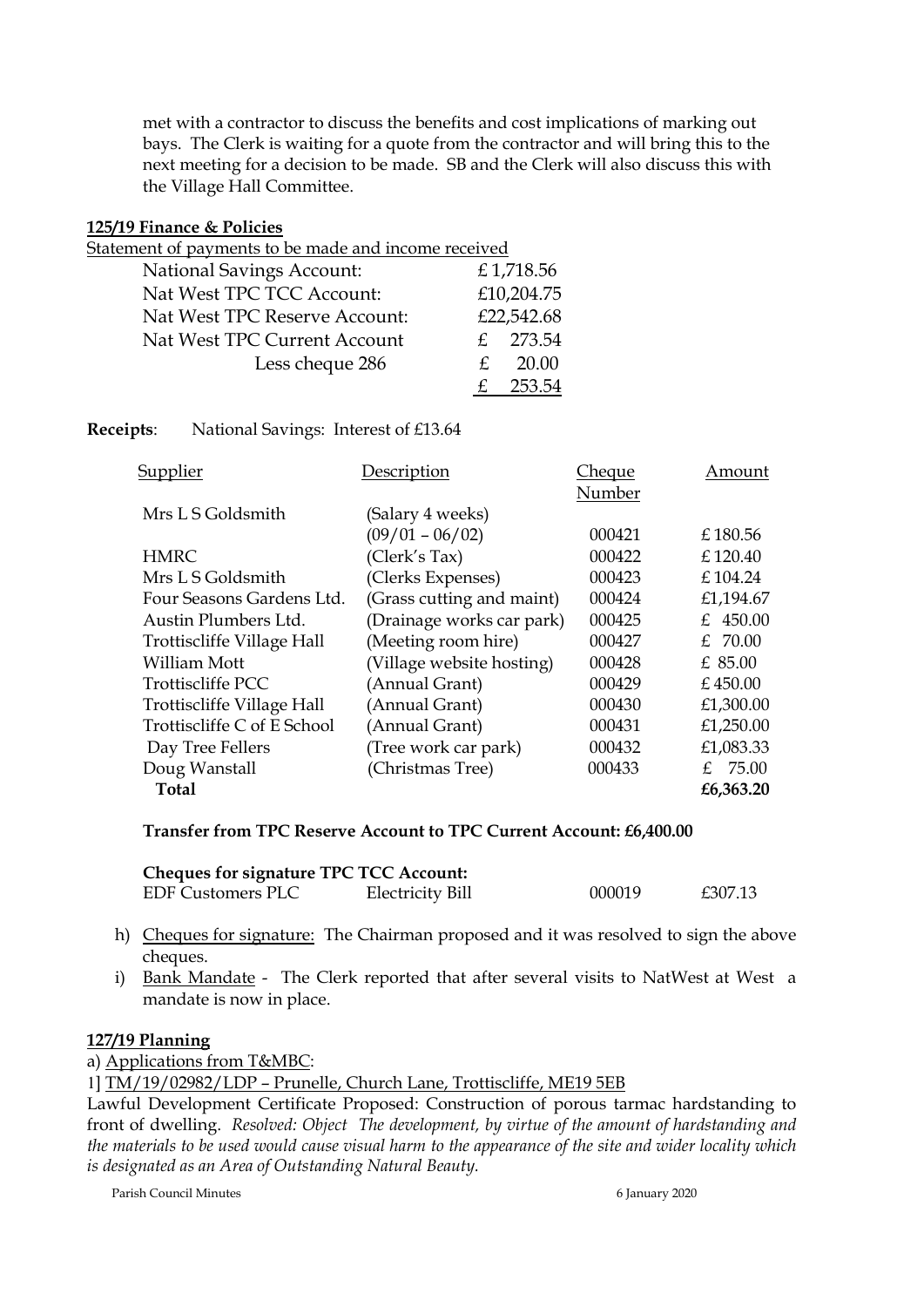met with a contractor to discuss the benefits and cost implications of marking out bays. The Clerk is waiting for a quote from the contractor and will bring this to the next meeting for a decision to be made. SB and the Clerk will also discuss this with the Village Hall Committee.

**125/19 Finance & Policies**

Statement of payments to be made and income received

| | |
|---|---|
| National Savings Account: | £ 1,718.56 |
| Nat West TPC TCC Account: | £10,204.75 |
| Nat West TPC Reserve Account: | £22,542.68 |
| Nat West TPC Current Account | £ 273.54 |
| Less cheque 286 | £ 20.00 |
| | £ 253.54 |

**Receipts**: National Savings: Interest of £13.64

| Supplier | Description | Cheque Number | Amount |
|---|---|---|---|
| Mrs L S Goldsmith | (Salary 4 weeks) (09/01 – 06/02) | 000421 | £ 180.56 |
| HMRC | (Clerk's Tax) | 000422 | £ 120.40 |
| Mrs L S Goldsmith | (Clerks Expenses) | 000423 | £ 104.24 |
| Four Seasons Gardens Ltd. | (Grass cutting and maint) | 000424 | £1,194.67 |
| Austin Plumbers Ltd. | (Drainage works car park) | 000425 | £ 450.00 |
| Trottiscliffe Village Hall | (Meeting room hire) | 000427 | £ 70.00 |
| William Mott | (Village website hosting) | 000428 | £ 85.00 |
| Trottiscliffe PCC | (Annual Grant) | 000429 | £ 450.00 |
| Trottiscliffe Village Hall | (Annual Grant) | 000430 | £1,300.00 |
| Trottiscliffe C of E School | (Annual Grant) | 000431 | £1,250.00 |
| Day Tree Fellers | (Tree work car park) | 000432 | £1,083.33 |
| Doug Wanstall | (Christmas Tree) | 000433 | £ 75.00 |
| **Total** | | | **£6,363.20** |

**Transfer from TPC Reserve Account to TPC Current Account: £6,400.00**

**Cheques for signature TPC TCC Account:**

| | | | |
|---|---|---|---|
| EDF Customers PLC | Electricity Bill | 000019 | £307.13 |

h) Cheques for signature: The Chairman proposed and it was resolved to sign the above cheques.

i) Bank Mandate - The Clerk reported that after several visits to NatWest at West a mandate is now in place.

**127/19 Planning**

a) Applications from T&MBC:

1] TM/19/02982/LDP – Prunelle, Church Lane, Trottiscliffe, ME19 5EB

Lawful Development Certificate Proposed: Construction of porous tarmac hardstanding to front of dwelling. *Resolved: Object The development, by virtue of the amount of hardstanding and the materials to be used would cause visual harm to the appearance of the site and wider locality which is designated as an Area of Outstanding Natural Beauty.*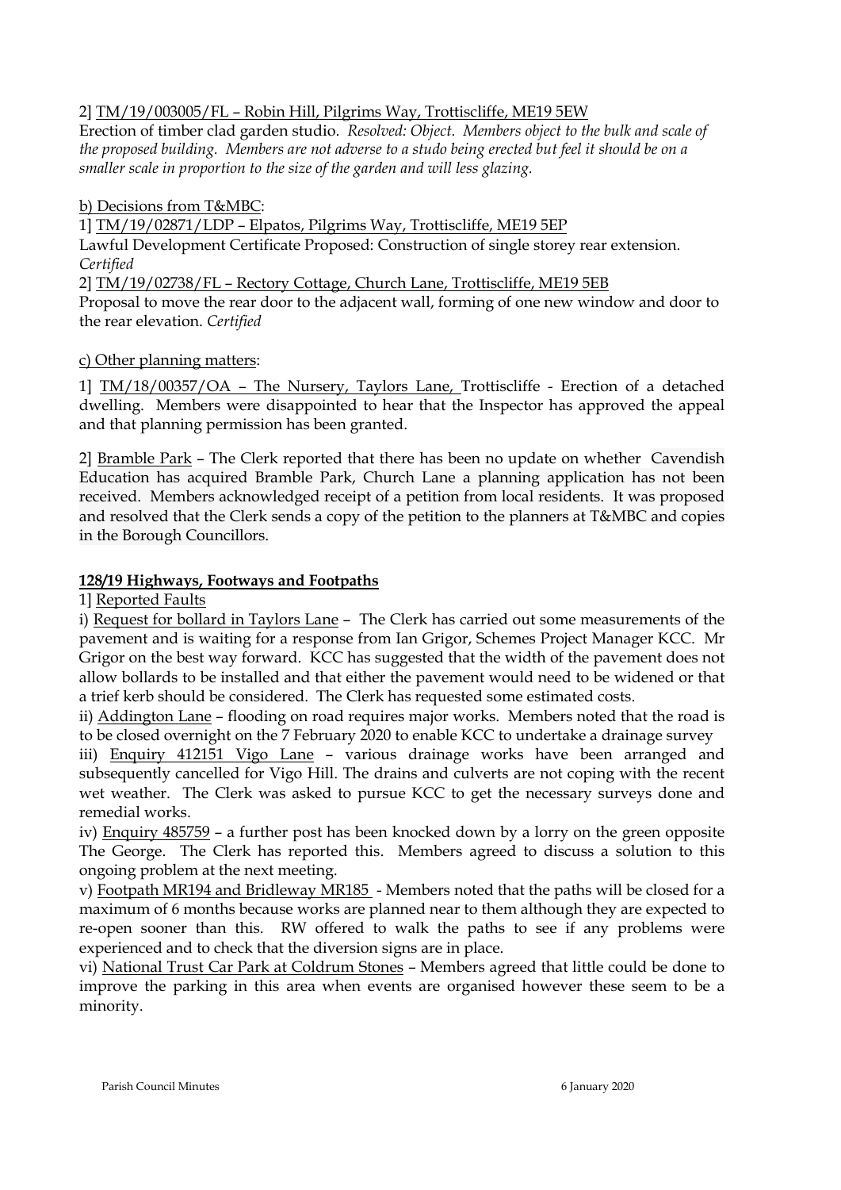2] TM/19/003005/FL – Robin Hill, Pilgrims Way, Trottiscliffe, ME19 5EW

Erection of timber clad garden studio. *Resolved: Object. Members object to the bulk and scale of the proposed building. Members are not adverse to a studo being erected but feel it should be on a smaller scale in proportion to the size of the garden and will less glazing.*

b) Decisions from T&MBC:

1] TM/19/02871/LDP – Elpatos, Pilgrims Way, Trottiscliffe, ME19 5EP

Lawful Development Certificate Proposed: Construction of single storey rear extension. *Certified*

2] TM/19/02738/FL – Rectory Cottage, Church Lane, Trottiscliffe, ME19 5EB

Proposal to move the rear door to the adjacent wall, forming of one new window and door to the rear elevation. *Certified*

c) Other planning matters:

1] TM/18/00357/OA – The Nursery, Taylors Lane, Trottiscliffe - Erection of a detached dwelling. Members were disappointed to hear that the Inspector has approved the appeal and that planning permission has been granted.

2] Bramble Park – The Clerk reported that there has been no update on whether Cavendish Education has acquired Bramble Park, Church Lane a planning application has not been received. Members acknowledged receipt of a petition from local residents. It was proposed and resolved that the Clerk sends a copy of the petition to the planners at T&MBC and copies in the Borough Councillors.

**128/19 Highways, Footways and Footpaths**

1] Reported Faults

i) Request for bollard in Taylors Lane – The Clerk has carried out some measurements of the pavement and is waiting for a response from Ian Grigor, Schemes Project Manager KCC. Mr Grigor on the best way forward. KCC has suggested that the width of the pavement does not allow bollards to be installed and that either the pavement would need to be widened or that a trief kerb should be considered. The Clerk has requested some estimated costs.

ii) Addington Lane – flooding on road requires major works. Members noted that the road is to be closed overnight on the 7 February 2020 to enable KCC to undertake a drainage survey

iii) Enquiry 412151 Vigo Lane – various drainage works have been arranged and subsequently cancelled for Vigo Hill. The drains and culverts are not coping with the recent wet weather. The Clerk was asked to pursue KCC to get the necessary surveys done and remedial works.

iv) Enquiry 485759 – a further post has been knocked down by a lorry on the green opposite The George. The Clerk has reported this. Members agreed to discuss a solution to this ongoing problem at the next meeting.

v) Footpath MR194 and Bridleway MR185 - Members noted that the paths will be closed for a maximum of 6 months because works are planned near to them although they are expected to re-open sooner than this. RW offered to walk the paths to see if any problems were experienced and to check that the diversion signs are in place.

vi) National Trust Car Park at Coldrum Stones – Members agreed that little could be done to improve the parking in this area when events are organised however these seem to be a minority.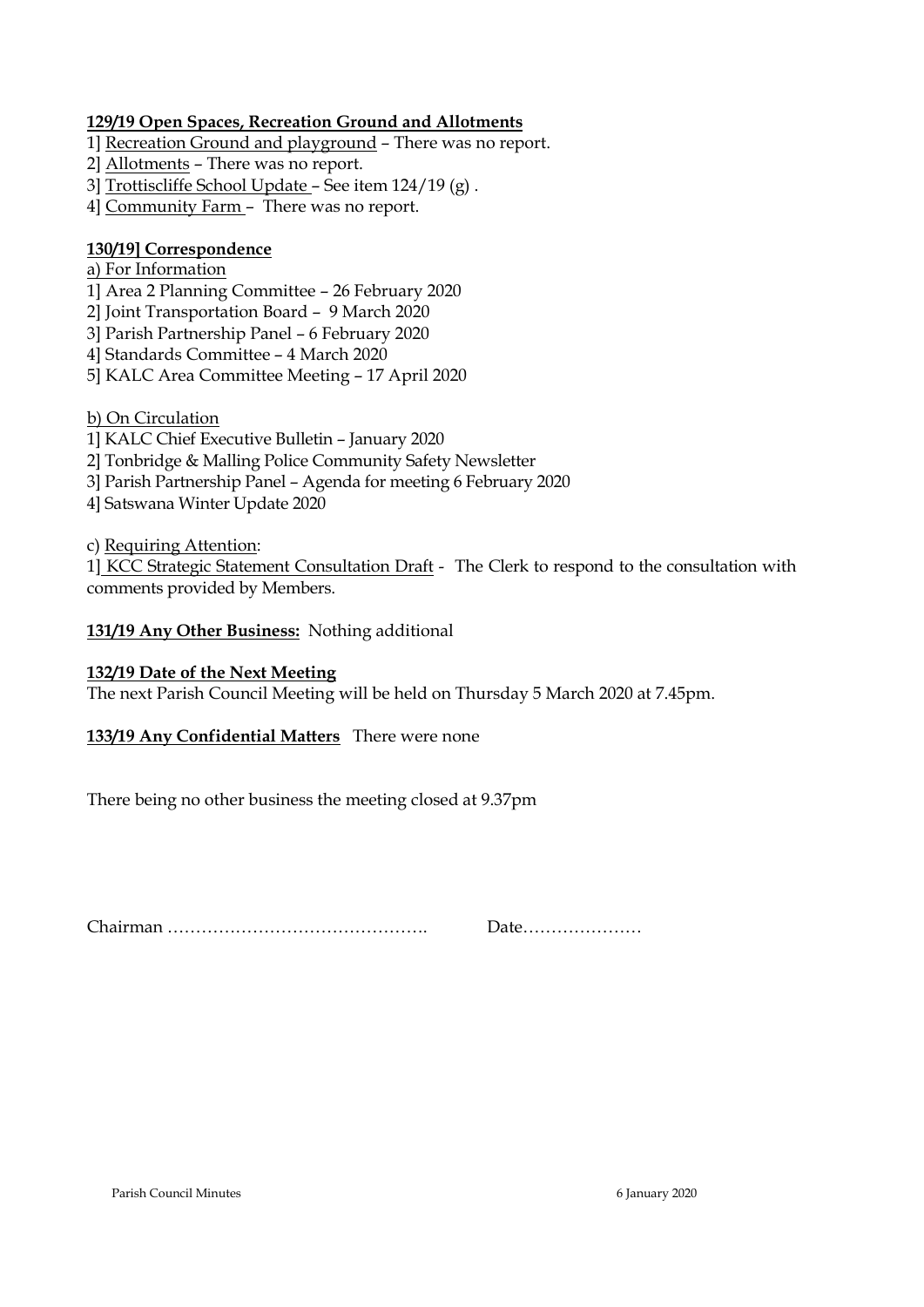**129/19 Open Spaces, Recreation Ground and Allotments**

1] Recreation Ground and playground – There was no report.
2] Allotments – There was no report.
3] Trottiscliffe School Update – See item 124/19 (g) .
4] Community Farm – There was no report.

**130/19] Correspondence**

a) For Information

1] Area 2 Planning Committee – 26 February 2020
2] Joint Transportation Board – 9 March 2020
3] Parish Partnership Panel – 6 February 2020
4] Standards Committee – 4 March 2020
5] KALC Area Committee Meeting – 17 April 2020

b) On Circulation

1] KALC Chief Executive Bulletin – January 2020
2] Tonbridge & Malling Police Community Safety Newsletter
3] Parish Partnership Panel – Agenda for meeting 6 February 2020
4] Satswana Winter Update 2020

c) Requiring Attention:

1] KCC Strategic Statement Consultation Draft - The Clerk to respond to the consultation with comments provided by Members.

**131/19 Any Other Business:** Nothing additional

**132/19 Date of the Next Meeting**

The next Parish Council Meeting will be held on Thursday 5 March 2020 at 7.45pm.

**133/19 Any Confidential Matters** There were none

There being no other business the meeting closed at 9.37pm

Chairman ………………………………………. Date…………………